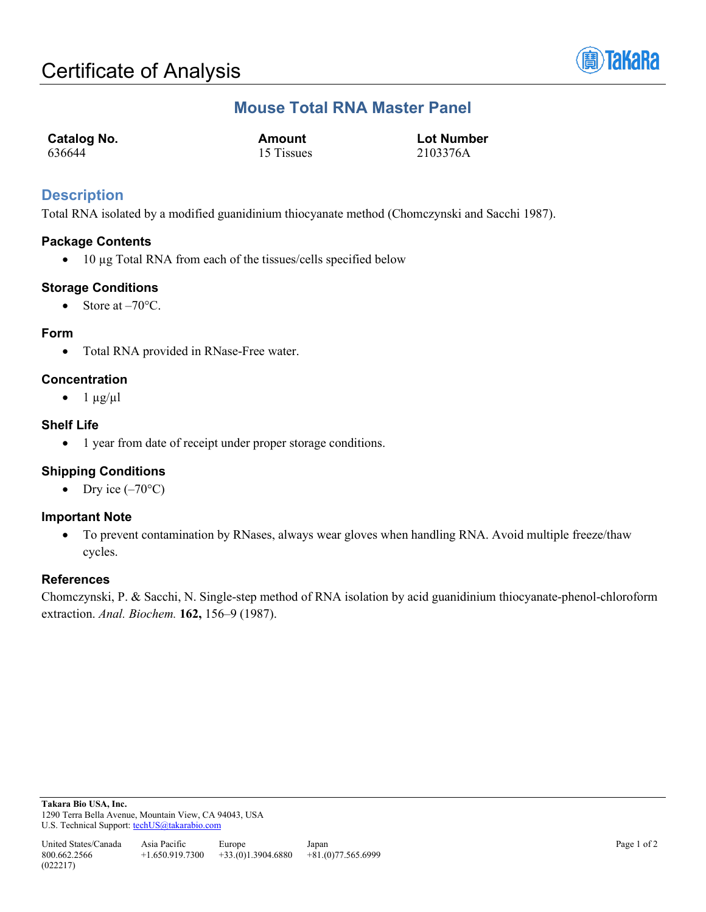# Certificate of Analysis

## Mouse Total RNA Master Panel

| Catalog No. | Amount | Lot Number |
| --- | --- | --- |
| 636644 | 15 Tissues | 2103376A |

## Description

Total RNA isolated by a modified guanidinium thiocyanate method (Chomczynski and Sacchi 1987).

### Package Contents

- 10 µg Total RNA from each of the tissues/cells specified below

### Storage Conditions

- Store at –70°C.

### Form

- Total RNA provided in RNase-Free water.

### Concentration

- 1 µg/µl

### Shelf Life

- 1 year from date of receipt under proper storage conditions.

### Shipping Conditions

- Dry ice (–70°C)

### Important Note

- To prevent contamination by RNases, always wear gloves when handling RNA. Avoid multiple freeze/thaw cycles.

### References

Chomczynski, P. & Sacchi, N. Single-step method of RNA isolation by acid guanidinium thiocyanate-phenol-chloroform extraction. *Anal. Biochem.* **162,** 156–9 (1987).

**Takara Bio USA, Inc.**
1290 Terra Bella Avenue, Mountain View, CA 94043, USA
U.S. Technical Support: techUS@takarabio.com

| United States/Canada | Asia Pacific | Europe | Japan |
| --- | --- | --- | --- |
| 800.662.2566 | +1.650.919.7300 | +33.(0)1.3904.6880 | +81.(0)77.565.6999 |

(022217)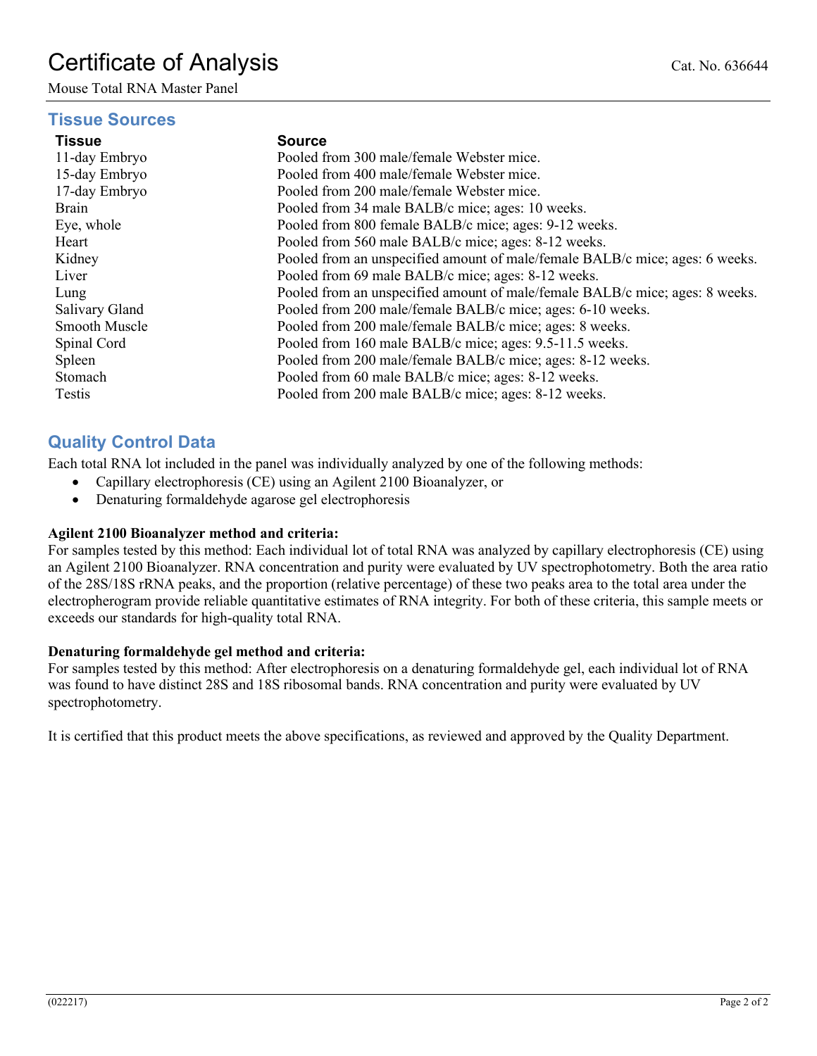# Certificate of Analysis

Cat. No. 636644

Mouse Total RNA Master Panel

## Tissue Sources

| Tissue | Source |
|---|---|
| 11-day Embryo | Pooled from 300 male/female Webster mice. |
| 15-day Embryo | Pooled from 400 male/female Webster mice. |
| 17-day Embryo | Pooled from 200 male/female Webster mice. |
| Brain | Pooled from 34 male BALB/c mice; ages: 10 weeks. |
| Eye, whole | Pooled from 800 female BALB/c mice; ages: 9-12 weeks. |
| Heart | Pooled from 560 male BALB/c mice; ages: 8-12 weeks. |
| Kidney | Pooled from an unspecified amount of male/female BALB/c mice; ages: 6 weeks. |
| Liver | Pooled from 69 male BALB/c mice; ages: 8-12 weeks. |
| Lung | Pooled from an unspecified amount of male/female BALB/c mice; ages: 8 weeks. |
| Salivary Gland | Pooled from 200 male/female BALB/c mice; ages: 6-10 weeks. |
| Smooth Muscle | Pooled from 200 male/female BALB/c mice; ages: 8 weeks. |
| Spinal Cord | Pooled from 160 male BALB/c mice; ages: 9.5-11.5 weeks. |
| Spleen | Pooled from 200 male/female BALB/c mice; ages: 8-12 weeks. |
| Stomach | Pooled from 60 male BALB/c mice; ages: 8-12 weeks. |
| Testis | Pooled from 200 male BALB/c mice; ages: 8-12 weeks. |

## Quality Control Data

Each total RNA lot included in the panel was individually analyzed by one of the following methods:

- Capillary electrophoresis (CE) using an Agilent 2100 Bioanalyzer, or
- Denaturing formaldehyde agarose gel electrophoresis

**Agilent 2100 Bioanalyzer method and criteria:**
For samples tested by this method: Each individual lot of total RNA was analyzed by capillary electrophoresis (CE) using an Agilent 2100 Bioanalyzer. RNA concentration and purity were evaluated by UV spectrophotometry. Both the area ratio of the 28S/18S rRNA peaks, and the proportion (relative percentage) of these two peaks area to the total area under the electropherogram provide reliable quantitative estimates of RNA integrity. For both of these criteria, this sample meets or exceeds our standards for high-quality total RNA.

**Denaturing formaldehyde gel method and criteria:**
For samples tested by this method: After electrophoresis on a denaturing formaldehyde gel, each individual lot of RNA was found to have distinct 28S and 18S ribosomal bands. RNA concentration and purity were evaluated by UV spectrophotometry.

It is certified that this product meets the above specifications, as reviewed and approved by the Quality Department.

(022217)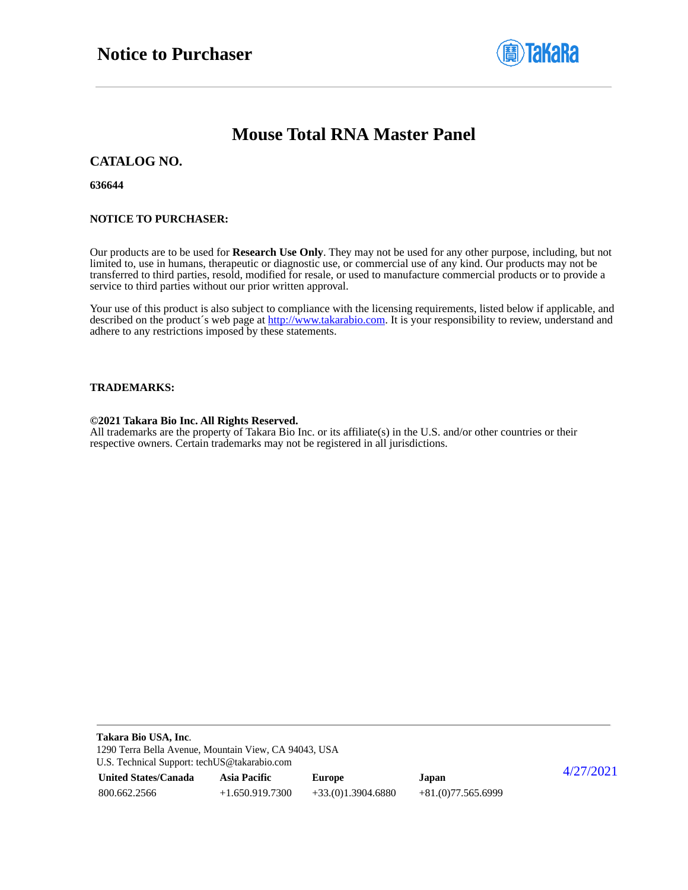# Notice to Purchaser

## Mouse Total RNA Master Panel

### CATALOG NO.

**636644**

**NOTICE TO PURCHASER:**

Our products are to be used for **Research Use Only**. They may not be used for any other purpose, including, but not limited to, use in humans, therapeutic or diagnostic use, or commercial use of any kind. Our products may not be transferred to third parties, resold, modified for resale, or used to manufacture commercial products or to provide a service to third parties without our prior written approval.

Your use of this product is also subject to compliance with the licensing requirements, listed below if applicable, and described on the product´s web page at http://www.takarabio.com. It is your responsibility to review, understand and adhere to any restrictions imposed by these statements.

**TRADEMARKS:**

**©2021 Takara Bio Inc. All Rights Reserved.**
All trademarks are the property of Takara Bio Inc. or its affiliate(s) in the U.S. and/or other countries or their respective owners. Certain trademarks may not be registered in all jurisdictions.

**Takara Bio USA, Inc**.
1290 Terra Bella Avenue, Mountain View, CA 94043, USA
U.S. Technical Support: techUS@takarabio.com

| United States/Canada | Asia Pacific | Europe | Japan |
|---|---|---|---|
| 800.662.2566 | +1.650.919.7300 | +33.(0)1.3904.6880 | +81.(0)77.565.6999 |

4/27/2021